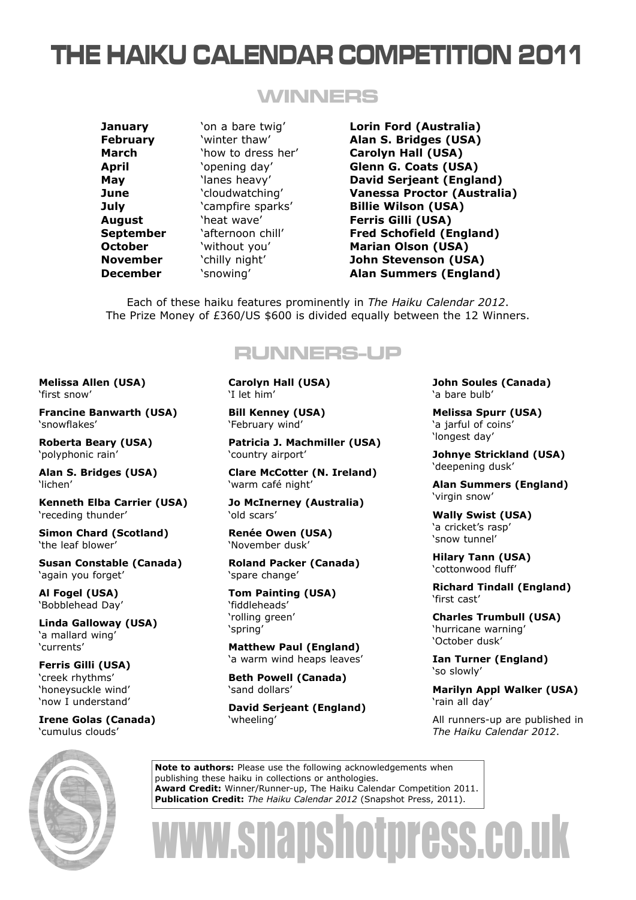# THE HAIKU CALENDAR COMPETITION 2011

## WINNERS

| | | |
|---|---|---|
| **January** | 'on a bare twig' | **Lorin Ford (Australia)** |
| **February** | 'winter thaw' | **Alan S. Bridges (USA)** |
| **March** | 'how to dress her' | **Carolyn Hall (USA)** |
| **April** | 'opening day' | **Glenn G. Coats (USA)** |
| **May** | 'lanes heavy' | **David Serjeant (England)** |
| **June** | 'cloudwatching' | **Vanessa Proctor (Australia)** |
| **July** | 'campfire sparks' | **Billie Wilson (USA)** |
| **August** | 'heat wave' | **Ferris Gilli (USA)** |
| **September** | 'afternoon chill' | **Fred Schofield (England)** |
| **October** | 'without you' | **Marian Olson (USA)** |
| **November** | 'chilly night' | **John Stevenson (USA)** |
| **December** | 'snowing' | **Alan Summers (England)** |

Each of these haiku features prominently in *The Haiku Calendar 2012*.
The Prize Money of £360/US $600 is divided equally between the 12 Winners.

## RUNNERS-UP

**Melissa Allen (USA)**
'first snow'

**Francine Banwarth (USA)**
'snowflakes'

**Roberta Beary (USA)**
'polyphonic rain'

**Alan S. Bridges (USA)**
'lichen'

**Kenneth Elba Carrier (USA)**
'receding thunder'

**Simon Chard (Scotland)**
'the leaf blower'

**Susan Constable (Canada)**
'again you forget'

**Al Fogel (USA)**
'Bobblehead Day'

**Linda Galloway (USA)**
'a mallard wing'
'currents'

**Ferris Gilli (USA)**
'creek rhythms'
'honeysuckle wind'
'now I understand'

**Irene Golas (Canada)**
'cumulus clouds'

**Carolyn Hall (USA)**
'I let him'

**Bill Kenney (USA)**
'February wind'

**Patricia J. Machmiller (USA)**
'country airport'

**Clare McCotter (N. Ireland)**
'warm café night'

**Jo McInerney (Australia)**
'old scars'

**Renée Owen (USA)**
'November dusk'

**Roland Packer (Canada)**
'spare change'

**Tom Painting (USA)**
'fiddleheads'
'rolling green'
'spring'

**Matthew Paul (England)**
'a warm wind heaps leaves'

**Beth Powell (Canada)**
'sand dollars'

**David Serjeant (England)**
'wheeling'

**John Soules (Canada)**
'a bare bulb'

**Melissa Spurr (USA)**
'a jarful of coins'
'longest day'

**Johnye Strickland (USA)**
'deepening dusk'

**Alan Summers (England)**
'virgin snow'

**Wally Swist (USA)**
'a cricket's rasp'
'snow tunnel'

**Hilary Tann (USA)**
'cottonwood fluff'

**Richard Tindall (England)**
'first cast'

**Charles Trumbull (USA)**
'hurricane warning'
'October dusk'

**Ian Turner (England)**
'so slowly'

**Marilyn Appl Walker (USA)**
'rain all day'

All runners-up are published in *The Haiku Calendar 2012*.

**Note to authors:** Please use the following acknowledgements when publishing these haiku in collections or anthologies.
**Award Credit:** Winner/Runner-up, The Haiku Calendar Competition 2011.
**Publication Credit:** *The Haiku Calendar 2012* (Snapshot Press, 2011).

www.snapshotpress.co.uk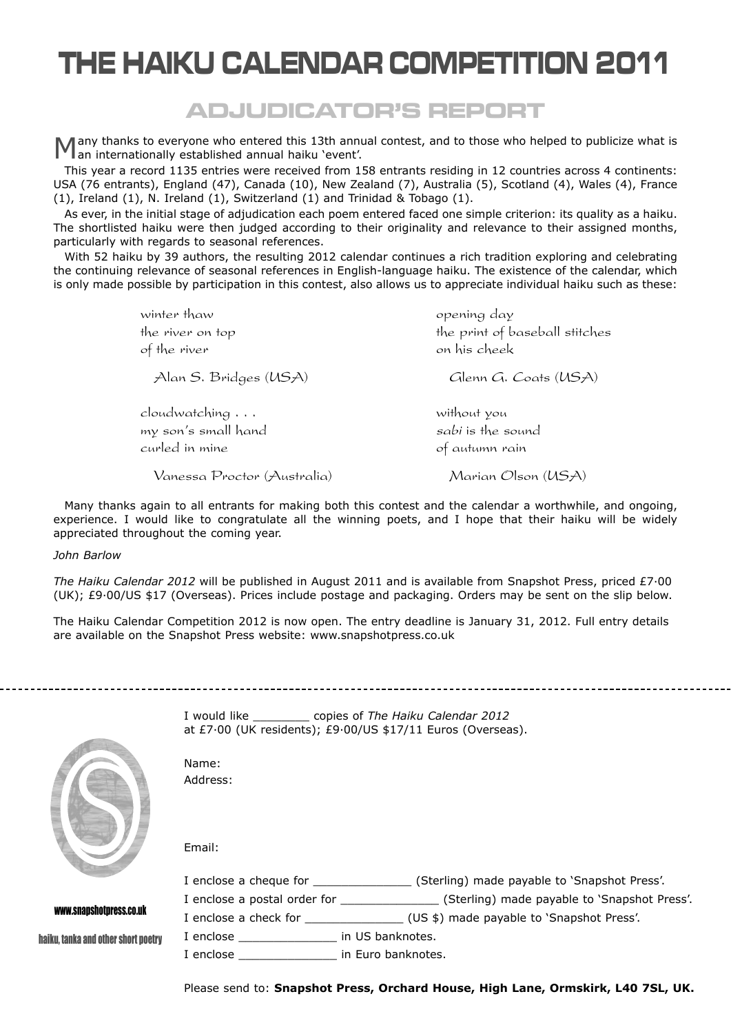# THE HAIKU CALENDAR COMPETITION 2011

## ADJUDICATOR'S REPORT

Many thanks to everyone who entered this 13th annual contest, and to those who helped to publicize what is an internationally established annual haiku 'event'.

This year a record 1135 entries were received from 158 entrants residing in 12 countries across 4 continents: USA (76 entrants), England (47), Canada (10), New Zealand (7), Australia (5), Scotland (4), Wales (4), France (1), Ireland (1), N. Ireland (1), Switzerland (1) and Trinidad & Tobago (1).

As ever, in the initial stage of adjudication each poem entered faced one simple criterion: its quality as a haiku. The shortlisted haiku were then judged according to their originality and relevance to their assigned months, particularly with regards to seasonal references.

With 52 haiku by 39 authors, the resulting 2012 calendar continues a rich tradition exploring and celebrating the continuing relevance of seasonal references in English-language haiku. The existence of the calendar, which is only made possible by participation in this contest, also allows us to appreciate individual haiku such as these:

winter thaw
the river on top
of the river

Alan S. Bridges (USA)

opening day
the print of baseball stitches
on his cheek

Glenn G. Coats (USA)

cloudwatching . . .
my son's small hand
curled in mine

Vanessa Proctor (Australia)

without you
*sabi* is the sound
of autumn rain

Marian Olson (USA)

Many thanks again to all entrants for making both this contest and the calendar a worthwhile, and ongoing, experience. I would like to congratulate all the winning poets, and I hope that their haiku will be widely appreciated throughout the coming year.

*John Barlow*

*The Haiku Calendar 2012* will be published in August 2011 and is available from Snapshot Press, priced £7·00 (UK); £9·00/US $17 (Overseas). Prices include postage and packaging. Orders may be sent on the slip below.

The Haiku Calendar Competition 2012 is now open. The entry deadline is January 31, 2012. Full entry details are available on the Snapshot Press website: www.snapshotpress.co.uk

---

I would like ________ copies of *The Haiku Calendar 2012* at £7·00 (UK residents); £9·00/US $17/11 Euros (Overseas).

Name:

Address:

Email:

I enclose a cheque for ______________ (Sterling) made payable to 'Snapshot Press'.

I enclose a postal order for ______________ (Sterling) made payable to 'Snapshot Press'.

I enclose a check for ______________ (US $) made payable to 'Snapshot Press'.

I enclose ______________ in US banknotes.

I enclose ______________ in Euro banknotes.

www.snapshotpress.co.uk

haiku, tanka and other short poetry

Please send to: **Snapshot Press, Orchard House, High Lane, Ormskirk, L40 7SL, UK.**